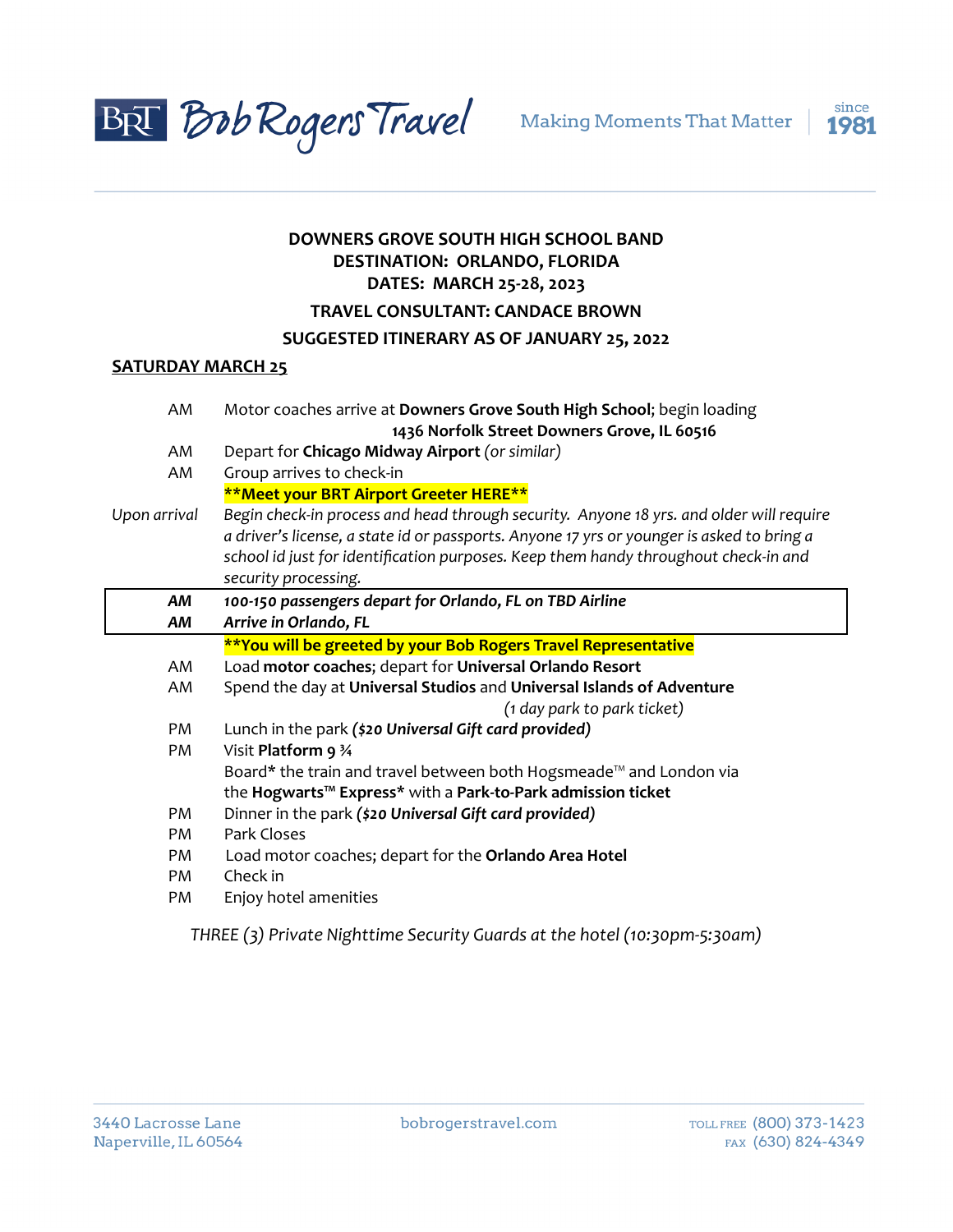**DOWNERS GROVE SOUTH HIGH SCHOOL BAND**
**DESTINATION: ORLANDO, FLORIDA**
**DATES: MARCH 25-28, 2023**
**TRAVEL CONSULTANT: CANDACE BROWN**
**SUGGESTED ITINERARY AS OF JANUARY 25, 2022**

## SATURDAY MARCH 25

| | |
|---|---|
| AM | Motor coaches arrive at **Downers Grove South High School**; begin loading **1436 Norfolk Street Downers Grove, IL 60516** |
| AM | Depart for **Chicago Midway Airport** *(or similar)* |
| AM | Group arrives to check-in **\*\*Meet your BRT Airport Greeter HERE\*\*** |
| *Upon arrival* | *Begin check-in process and head through security. Anyone 18 yrs. and older will require a driver's license, a state id or passports. Anyone 17 yrs or younger is asked to bring a school id just for identification purposes. Keep them handy throughout check-in and security processing.* |
| ***AM*** | ***100-150 passengers depart for Orlando, FL on TBD Airline*** |
| ***AM*** | ***Arrive in Orlando, FL*** |
| | **\*\*You will be greeted by your Bob Rogers Travel Representative** |
| AM | Load **motor coaches**; depart for **Universal Orlando Resort** |
| AM | Spend the day at **Universal Studios** and **Universal Islands of Adventure** *(1 day park to park ticket)* |
| PM | Lunch in the park ***($20 Universal Gift card provided)*** |
| PM | Visit **Platform 9 ¾** Board* the train and travel between both Hogsmeade™ and London via the **Hogwarts™ Express*** with a **Park-to-Park admission ticket** |
| PM | Dinner in the park ***($20 Universal Gift card provided)*** |
| PM | Park Closes |
| PM | Load motor coaches; depart for the **Orlando Area Hotel** |
| PM | Check in |
| PM | Enjoy hotel amenities |

*THREE (3) Private Nighttime Security Guards at the hotel (10:30pm-5:30am)*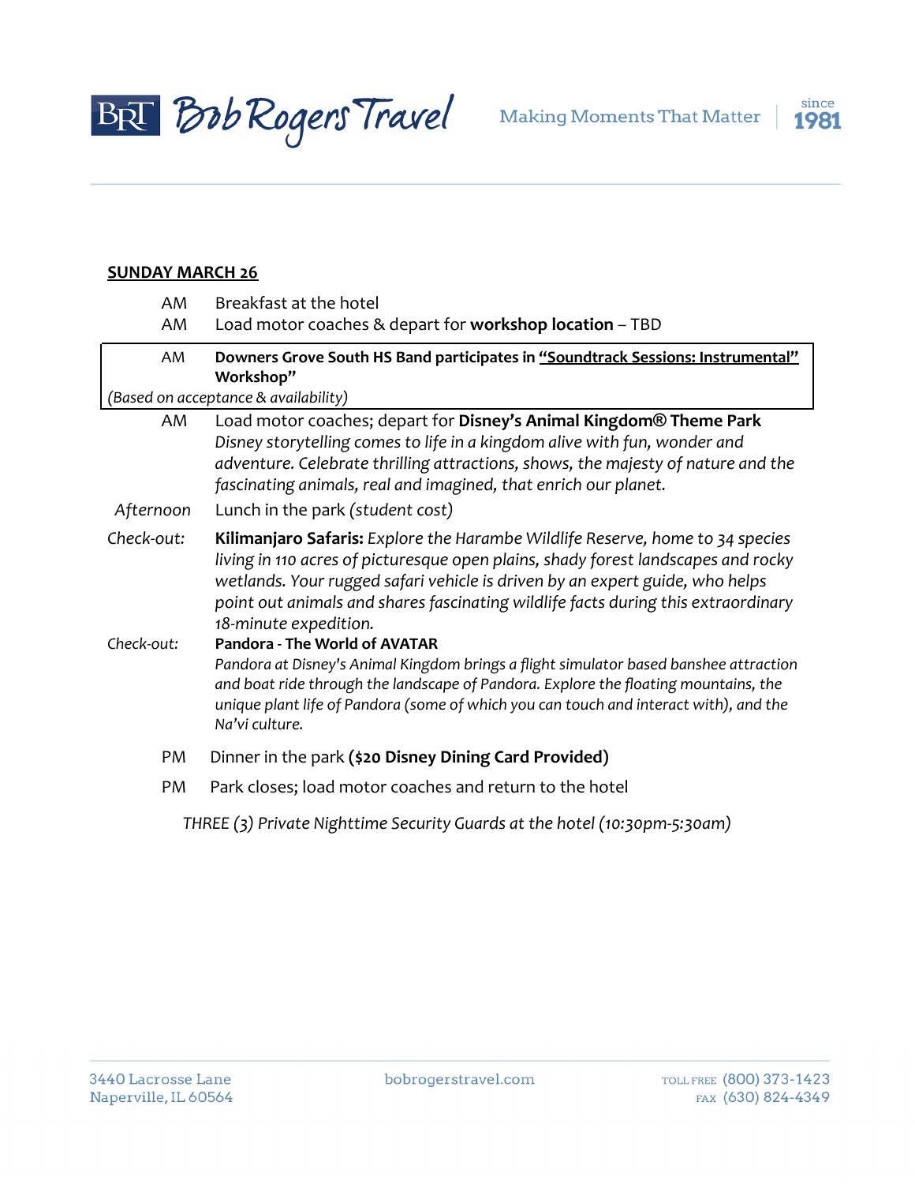**SUNDAY MARCH 26**

| | |
|---|---|
| AM | Breakfast at the hotel |
| AM | Load motor coaches & depart for **workshop location** – TBD |
| AM | **Downers Grove South HS Band participates in "Soundtrack Sessions: Instrumental" Workshop"** |
| *(Based on acceptance & availability)* | |
| AM | Load motor coaches; depart for **Disney's Animal Kingdom® Theme Park** *Disney storytelling comes to life in a kingdom alive with fun, wonder and adventure. Celebrate thrilling attractions, shows, the majesty of nature and the fascinating animals, real and imagined, that enrich our planet.* |
| *Afternoon* | Lunch in the park *(student cost)* |
| *Check-out:* | **Kilimanjaro Safaris:** *Explore the Harambe Wildlife Reserve, home to 34 species living in 110 acres of picturesque open plains, shady forest landscapes and rocky wetlands. Your rugged safari vehicle is driven by an expert guide, who helps point out animals and shares fascinating wildlife facts during this extraordinary 18-minute expedition.* |
| *Check-out:* | **Pandora - The World of AVATAR** *Pandora at Disney's Animal Kingdom brings a flight simulator based banshee attraction and boat ride through the landscape of Pandora. Explore the floating mountains, the unique plant life of Pandora (some of which you can touch and interact with), and the Na'vi culture.* |
| PM | Dinner in the park **($20 Disney Dining Card Provided)** |
| PM | Park closes; load motor coaches and return to the hotel |

*THREE (3) Private Nighttime Security Guards at the hotel (10:30pm-5:30am)*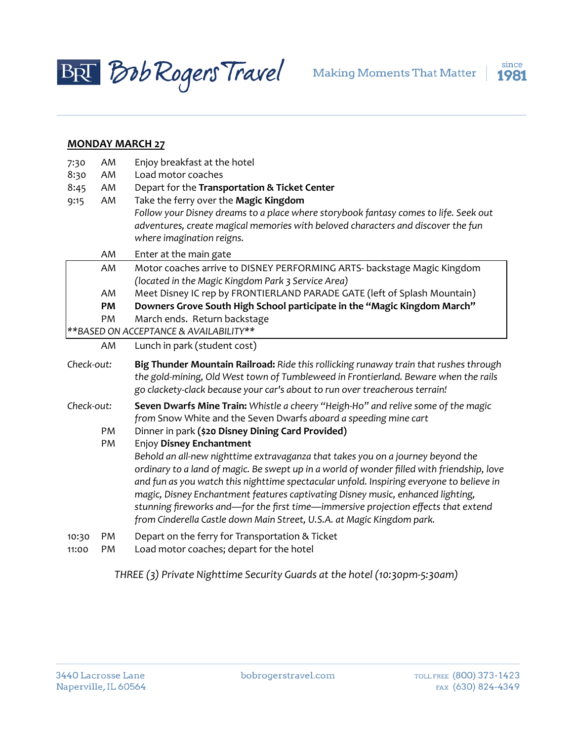**MONDAY MARCH 27**

| | | |
|---|---|---|
| 7:30 | AM | Enjoy breakfast at the hotel |
| 8:30 | AM | Load motor coaches |
| 8:45 | AM | Depart for the **Transportation & Ticket Center** |
| 9:15 | AM | Take the ferry over the **Magic Kingdom**<br>*Follow your Disney dreams to a place where storybook fantasy comes to life. Seek out adventures, create magical memories with beloved characters and discover the fun where imagination reigns.* |
| | AM | Enter at the main gate |
| | AM | Motor coaches arrive to DISNEY PERFORMING ARTS- backstage Magic Kingdom *(located in the Magic Kingdom Park 3 Service Area)* |
| | AM | Meet Disney IC rep by FRONTIERLAND PARADE GATE (left of Splash Mountain) |
| | **PM** | **Downers Grove South High School participate in the "Magic Kingdom March"** |
| | PM | March ends. Return backstage |

*\*\*BASED ON ACCEPTANCE & AVAILABILITY\*\**

| | | |
|---|---|---|
| | AM | Lunch in park (student cost) |
| *Check-out:* | | **Big Thunder Mountain Railroad:** *Ride this rollicking runaway train that rushes through the gold-mining, Old West town of Tumbleweed in Frontierland. Beware when the rails go clackety-clack because your car's about to run over treacherous terrain!* |
| *Check-out:* | | **Seven Dwarfs Mine Train:** *Whistle a cheery "Heigh-Ho" and relive some of the magic from* Snow White and the Seven Dwarfs *aboard a speeding mine cart* |
| | PM | Dinner in park **($20 Disney Dining Card Provided)** |
| | PM | Enjoy **Disney Enchantment**<br>*Behold an all-new nighttime extravaganza that takes you on a journey beyond the ordinary to a land of magic. Be swept up in a world of wonder filled with friendship, love and fun as you watch this nighttime spectacular unfold. Inspiring everyone to believe in magic, Disney Enchantment features captivating Disney music, enhanced lighting, stunning fireworks and—for the first time—immersive projection effects that extend from Cinderella Castle down Main Street, U.S.A. at Magic Kingdom park.* |
| 10:30 | PM | Depart on the ferry for Transportation & Ticket |
| 11:00 | PM | Load motor coaches; depart for the hotel |

*THREE (3) Private Nighttime Security Guards at the hotel (10:30pm-5:30am)*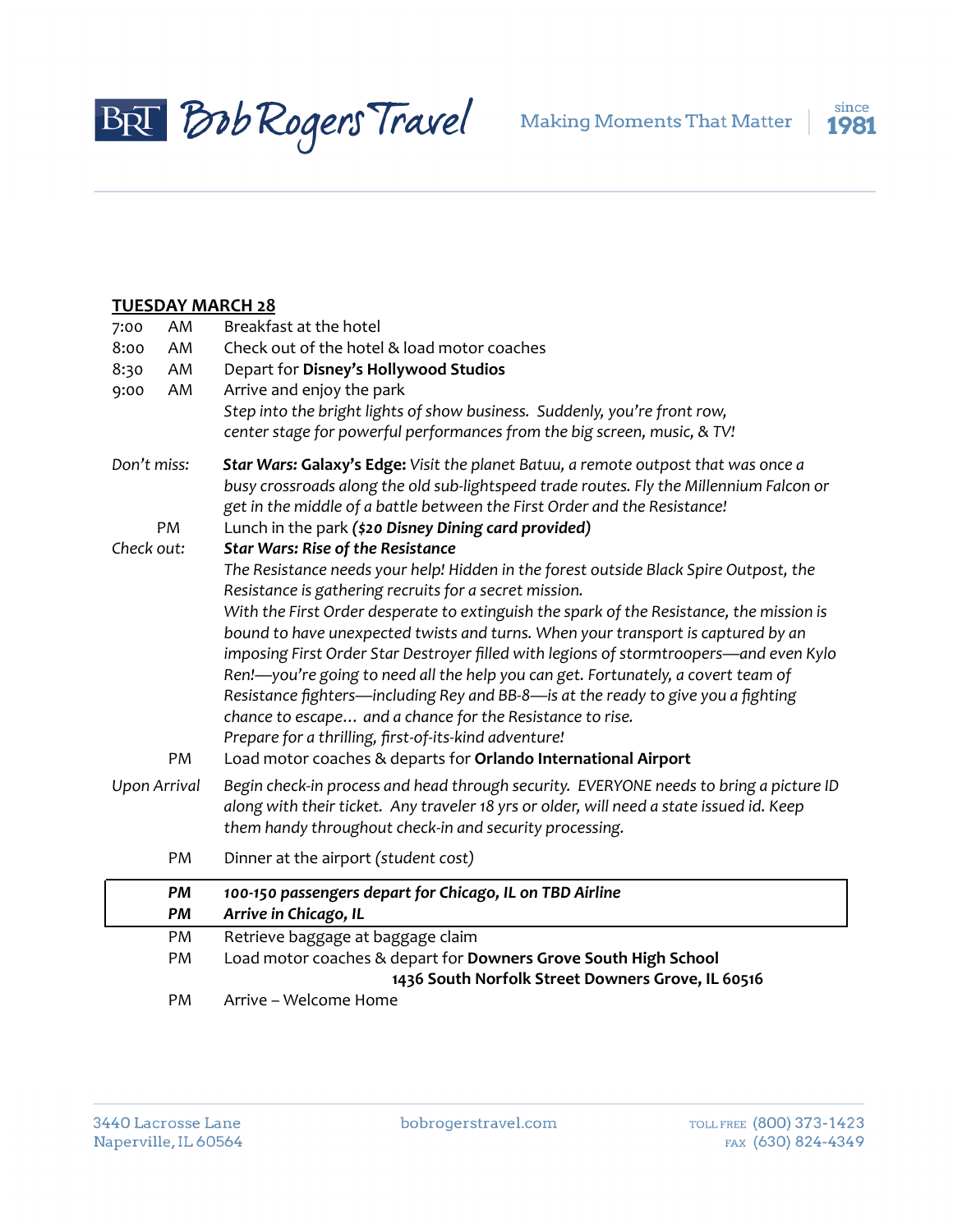## TUESDAY MARCH 28

| | | |
|---|---|---|
| 7:00 | AM | Breakfast at the hotel |
| 8:00 | AM | Check out of the hotel & load motor coaches |
| 8:30 | AM | Depart for **Disney's Hollywood Studios** |
| 9:00 | AM | Arrive and enjoy the park<br>*Step into the bright lights of show business. Suddenly, you're front row, center stage for powerful performances from the big screen, music, & TV!* |
| *Don't miss:* | | ***Star Wars:* Galaxy's Edge:** *Visit the planet Batuu, a remote outpost that was once a busy crossroads along the old sub-lightspeed trade routes. Fly the Millennium Falcon or get in the middle of a battle between the First Order and the Resistance!* |
| | PM | Lunch in the park ***($20 Disney Dining card provided)*** |
| *Check out:* | | ***Star Wars: Rise of the Resistance***<br>*The Resistance needs your help! Hidden in the forest outside Black Spire Outpost, the Resistance is gathering recruits for a secret mission.*<br>*With the First Order desperate to extinguish the spark of the Resistance, the mission is bound to have unexpected twists and turns. When your transport is captured by an imposing First Order Star Destroyer filled with legions of stormtroopers—and even Kylo Ren!—you're going to need all the help you can get. Fortunately, a covert team of Resistance fighters—including Rey and BB-8—is at the ready to give you a fighting chance to escape… and a chance for the Resistance to rise.*<br>*Prepare for a thrilling, first-of-its-kind adventure!* |
| | PM | Load motor coaches & departs for **Orlando International Airport** |
| *Upon Arrival* | | *Begin check-in process and head through security. EVERYONE needs to bring a picture ID along with their ticket. Any traveler 18 yrs or older, will need a state issued id. Keep them handy throughout check-in and security processing.* |
| | PM | Dinner at the airport *(student cost)* |
| | ***PM*** | ***100-150 passengers depart for Chicago, IL on TBD Airline*** |
| | ***PM*** | ***Arrive in Chicago, IL*** |
| | PM | Retrieve baggage at baggage claim |
| | PM | Load motor coaches & depart for **Downers Grove South High School**<br>**1436 South Norfolk Street Downers Grove, IL 60516** |
| | PM | Arrive – Welcome Home |